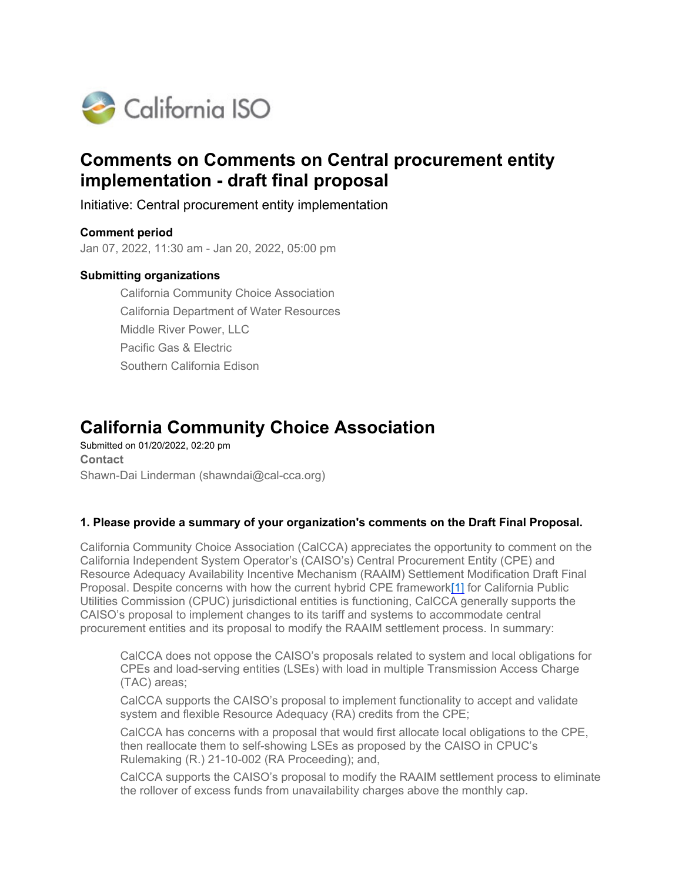# Comments on Comments on Central procurement entity implementation - draft final proposal

Initiative: Central procurement entity implementation

**Comment period**

Jan 07, 2022, 11:30 am - Jan 20, 2022, 05:00 pm

**Submitting organizations**

- California Community Choice Association
- California Department of Water Resources
- Middle River Power, LLC
- Pacific Gas & Electric
- Southern California Edison

# California Community Choice Association

Submitted on 01/20/2022, 02:20 pm

**Contact**

Shawn-Dai Linderman (shawndai@cal-cca.org)

**1. Please provide a summary of your organization's comments on the Draft Final Proposal.**

California Community Choice Association (CalCCA) appreciates the opportunity to comment on the California Independent System Operator's (CAISO's) Central Procurement Entity (CPE) and Resource Adequacy Availability Incentive Mechanism (RAAIM) Settlement Modification Draft Final Proposal. Despite concerns with how the current hybrid CPE framework[1] for California Public Utilities Commission (CPUC) jurisdictional entities is functioning, CalCCA generally supports the CAISO's proposal to implement changes to its tariff and systems to accommodate central procurement entities and its proposal to modify the RAAIM settlement process. In summary:

- CalCCA does not oppose the CAISO's proposals related to system and local obligations for CPEs and load-serving entities (LSEs) with load in multiple Transmission Access Charge (TAC) areas;
- CalCCA supports the CAISO's proposal to implement functionality to accept and validate system and flexible Resource Adequacy (RA) credits from the CPE;
- CalCCA has concerns with a proposal that would first allocate local obligations to the CPE, then reallocate them to self-showing LSEs as proposed by the CAISO in CPUC's Rulemaking (R.) 21-10-002 (RA Proceeding); and,
- CalCCA supports the CAISO's proposal to modify the RAAIM settlement process to eliminate the rollover of excess funds from unavailability charges above the monthly cap.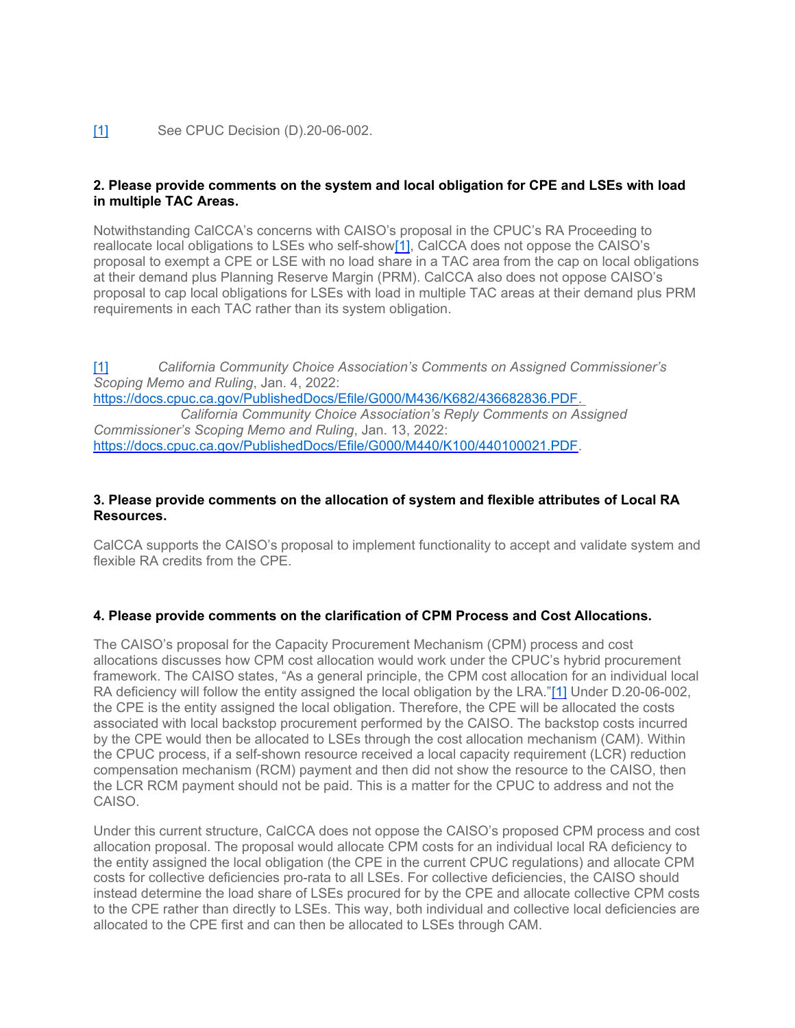[1] See CPUC Decision (D).20-06-002.

**2. Please provide comments on the system and local obligation for CPE and LSEs with load in multiple TAC Areas.**

Notwithstanding CalCCA's concerns with CAISO's proposal in the CPUC's RA Proceeding to reallocate local obligations to LSEs who self-show[1], CalCCA does not oppose the CAISO's proposal to exempt a CPE or LSE with no load share in a TAC area from the cap on local obligations at their demand plus Planning Reserve Margin (PRM). CalCCA also does not oppose CAISO's proposal to cap local obligations for LSEs with load in multiple TAC areas at their demand plus PRM requirements in each TAC rather than its system obligation.

[1] *California Community Choice Association's Comments on Assigned Commissioner's Scoping Memo and Ruling*, Jan. 4, 2022: https://docs.cpuc.ca.gov/PublishedDocs/Efile/G000/M436/K682/436682836.PDF.
*California Community Choice Association's Reply Comments on Assigned Commissioner's Scoping Memo and Ruling*, Jan. 13, 2022: https://docs.cpuc.ca.gov/PublishedDocs/Efile/G000/M440/K100/440100021.PDF.

**3. Please provide comments on the allocation of system and flexible attributes of Local RA Resources.**

CalCCA supports the CAISO's proposal to implement functionality to accept and validate system and flexible RA credits from the CPE.

**4. Please provide comments on the clarification of CPM Process and Cost Allocations.**

The CAISO's proposal for the Capacity Procurement Mechanism (CPM) process and cost allocations discusses how CPM cost allocation would work under the CPUC's hybrid procurement framework. The CAISO states, "As a general principle, the CPM cost allocation for an individual local RA deficiency will follow the entity assigned the local obligation by the LRA."[1] Under D.20-06-002, the CPE is the entity assigned the local obligation. Therefore, the CPE will be allocated the costs associated with local backstop procurement performed by the CAISO. The backstop costs incurred by the CPE would then be allocated to LSEs through the cost allocation mechanism (CAM). Within the CPUC process, if a self-shown resource received a local capacity requirement (LCR) reduction compensation mechanism (RCM) payment and then did not show the resource to the CAISO, then the LCR RCM payment should not be paid. This is a matter for the CPUC to address and not the CAISO.

Under this current structure, CalCCA does not oppose the CAISO's proposed CPM process and cost allocation proposal. The proposal would allocate CPM costs for an individual local RA deficiency to the entity assigned the local obligation (the CPE in the current CPUC regulations) and allocate CPM costs for collective deficiencies pro-rata to all LSEs. For collective deficiencies, the CAISO should instead determine the load share of LSEs procured for by the CPE and allocate collective CPM costs to the CPE rather than directly to LSEs. This way, both individual and collective local deficiencies are allocated to the CPE first and can then be allocated to LSEs through CAM.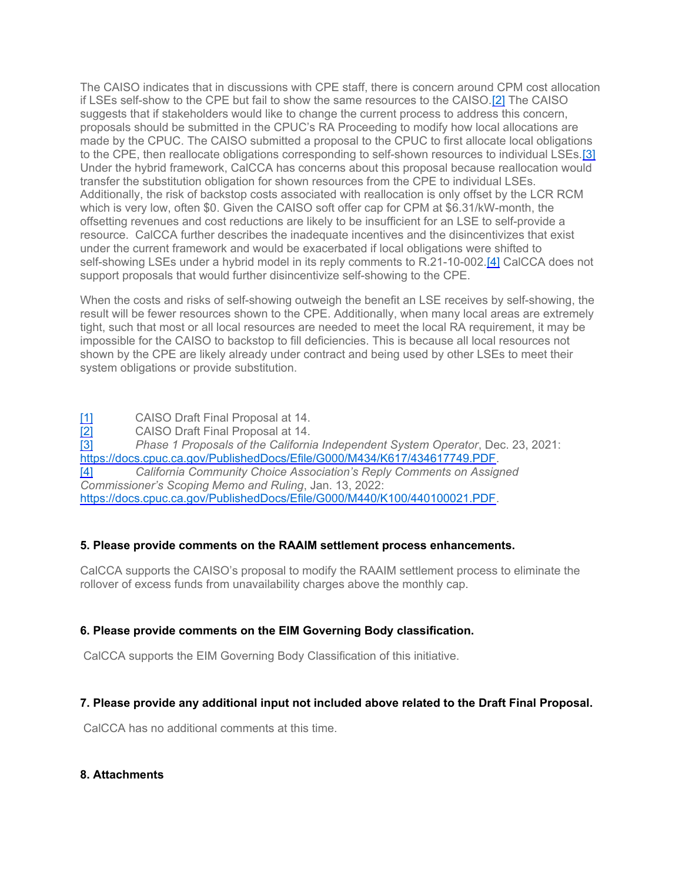The CAISO indicates that in discussions with CPE staff, there is concern around CPM cost allocation if LSEs self-show to the CPE but fail to show the same resources to the CAISO.[2] The CAISO suggests that if stakeholders would like to change the current process to address this concern, proposals should be submitted in the CPUC's RA Proceeding to modify how local allocations are made by the CPUC. The CAISO submitted a proposal to the CPUC to first allocate local obligations to the CPE, then reallocate obligations corresponding to self-shown resources to individual LSEs.[3] Under the hybrid framework, CalCCA has concerns about this proposal because reallocation would transfer the substitution obligation for shown resources from the CPE to individual LSEs. Additionally, the risk of backstop costs associated with reallocation is only offset by the LCR RCM which is very low, often $0. Given the CAISO soft offer cap for CPM at $6.31/kW-month, the offsetting revenues and cost reductions are likely to be insufficient for an LSE to self-provide a resource. CalCCA further describes the inadequate incentives and the disincentivizes that exist under the current framework and would be exacerbated if local obligations were shifted to self-showing LSEs under a hybrid model in its reply comments to R.21-10-002.[4] CalCCA does not support proposals that would further disincentivize self-showing to the CPE.

When the costs and risks of self-showing outweigh the benefit an LSE receives by self-showing, the result will be fewer resources shown to the CPE. Additionally, when many local areas are extremely tight, such that most or all local resources are needed to meet the local RA requirement, it may be impossible for the CAISO to backstop to fill deficiencies. This is because all local resources not shown by the CPE are likely already under contract and being used by other LSEs to meet their system obligations or provide substitution.

[1] CAISO Draft Final Proposal at 14.
[2] CAISO Draft Final Proposal at 14.
[3] *Phase 1 Proposals of the California Independent System Operator*, Dec. 23, 2021: https://docs.cpuc.ca.gov/PublishedDocs/Efile/G000/M434/K617/434617749.PDF.
[4] *California Community Choice Association's Reply Comments on Assigned Commissioner's Scoping Memo and Ruling*, Jan. 13, 2022: https://docs.cpuc.ca.gov/PublishedDocs/Efile/G000/M440/K100/440100021.PDF.

**5. Please provide comments on the RAAIM settlement process enhancements.**

CalCCA supports the CAISO's proposal to modify the RAAIM settlement process to eliminate the rollover of excess funds from unavailability charges above the monthly cap.

**6. Please provide comments on the EIM Governing Body classification.**

CalCCA supports the EIM Governing Body Classification of this initiative.

**7. Please provide any additional input not included above related to the Draft Final Proposal.**

CalCCA has no additional comments at this time.

**8. Attachments**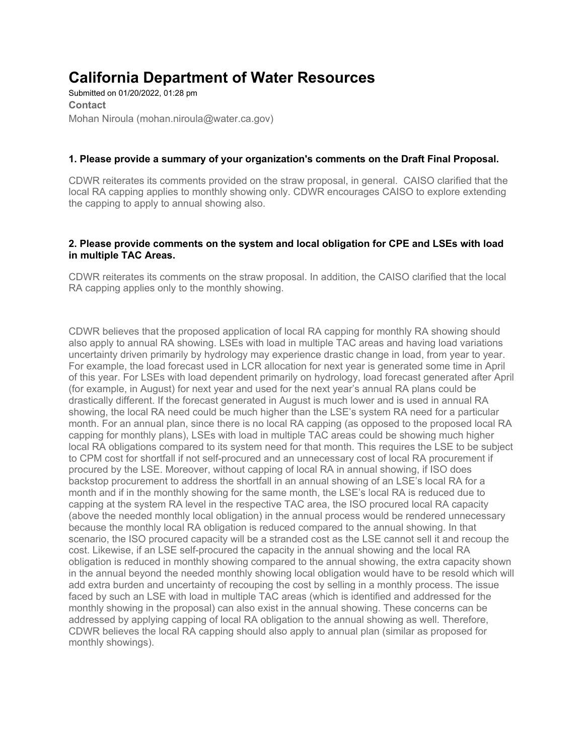# California Department of Water Resources

Submitted on 01/20/2022, 01:28 pm

**Contact**

Mohan Niroula (mohan.niroula@water.ca.gov)

**1. Please provide a summary of your organization's comments on the Draft Final Proposal.**

CDWR reiterates its comments provided on the straw proposal, in general. CAISO clarified that the local RA capping applies to monthly showing only. CDWR encourages CAISO to explore extending the capping to apply to annual showing also.

**2. Please provide comments on the system and local obligation for CPE and LSEs with load in multiple TAC Areas.**

CDWR reiterates its comments on the straw proposal. In addition, the CAISO clarified that the local RA capping applies only to the monthly showing.

CDWR believes that the proposed application of local RA capping for monthly RA showing should also apply to annual RA showing. LSEs with load in multiple TAC areas and having load variations uncertainty driven primarily by hydrology may experience drastic change in load, from year to year. For example, the load forecast used in LCR allocation for next year is generated some time in April of this year. For LSEs with load dependent primarily on hydrology, load forecast generated after April (for example, in August) for next year and used for the next year's annual RA plans could be drastically different. If the forecast generated in August is much lower and is used in annual RA showing, the local RA need could be much higher than the LSE's system RA need for a particular month. For an annual plan, since there is no local RA capping (as opposed to the proposed local RA capping for monthly plans), LSEs with load in multiple TAC areas could be showing much higher local RA obligations compared to its system need for that month. This requires the LSE to be subject to CPM cost for shortfall if not self-procured and an unnecessary cost of local RA procurement if procured by the LSE. Moreover, without capping of local RA in annual showing, if ISO does backstop procurement to address the shortfall in an annual showing of an LSE's local RA for a month and if in the monthly showing for the same month, the LSE's local RA is reduced due to capping at the system RA level in the respective TAC area, the ISO procured local RA capacity (above the needed monthly local obligation) in the annual process would be rendered unnecessary because the monthly local RA obligation is reduced compared to the annual showing. In that scenario, the ISO procured capacity will be a stranded cost as the LSE cannot sell it and recoup the cost. Likewise, if an LSE self-procured the capacity in the annual showing and the local RA obligation is reduced in monthly showing compared to the annual showing, the extra capacity shown in the annual beyond the needed monthly showing local obligation would have to be resold which will add extra burden and uncertainty of recouping the cost by selling in a monthly process. The issue faced by such an LSE with load in multiple TAC areas (which is identified and addressed for the monthly showing in the proposal) can also exist in the annual showing. These concerns can be addressed by applying capping of local RA obligation to the annual showing as well. Therefore, CDWR believes the local RA capping should also apply to annual plan (similar as proposed for monthly showings).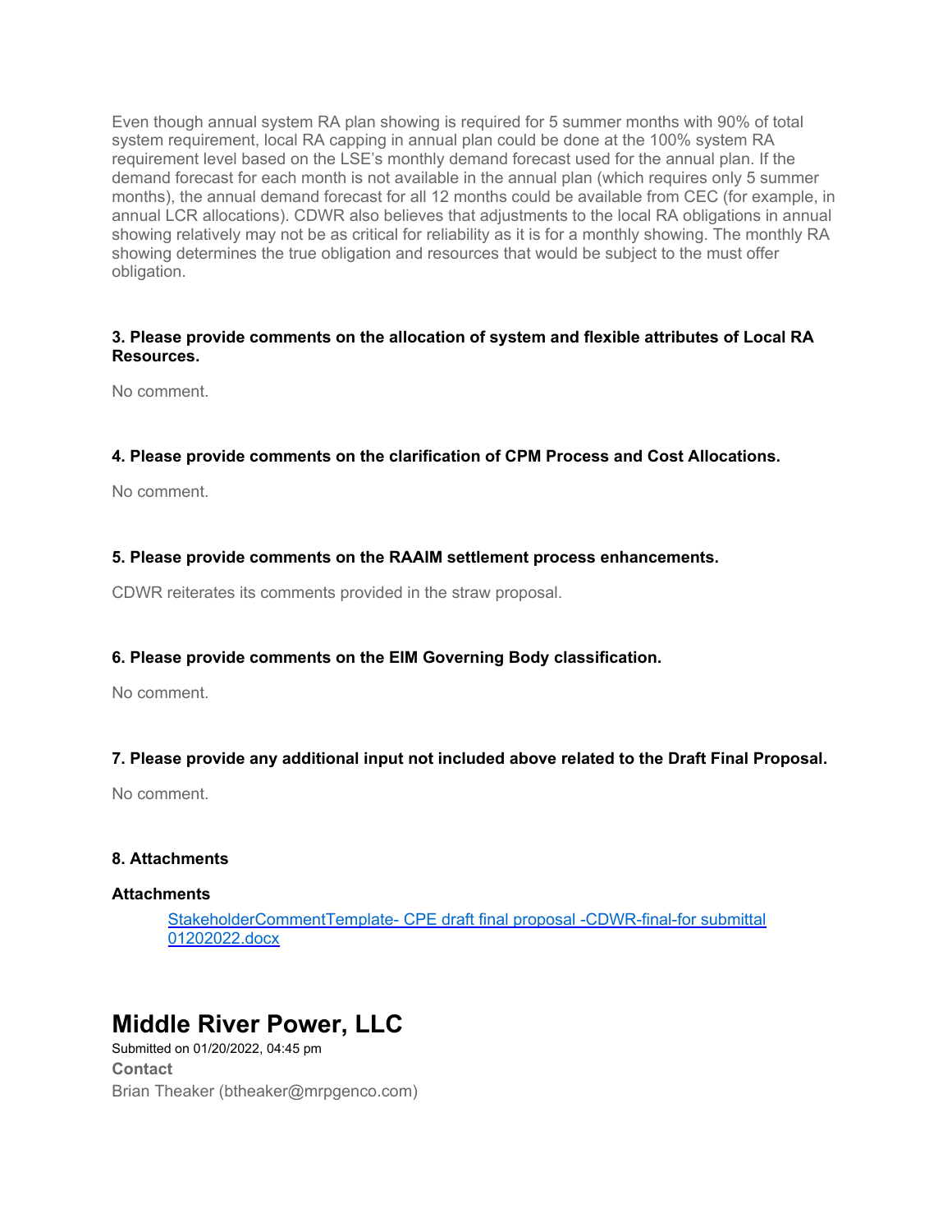Even though annual system RA plan showing is required for 5 summer months with 90% of total system requirement, local RA capping in annual plan could be done at the 100% system RA requirement level based on the LSE's monthly demand forecast used for the annual plan. If the demand forecast for each month is not available in the annual plan (which requires only 5 summer months), the annual demand forecast for all 12 months could be available from CEC (for example, in annual LCR allocations). CDWR also believes that adjustments to the local RA obligations in annual showing relatively may not be as critical for reliability as it is for a monthly showing. The monthly RA showing determines the true obligation and resources that would be subject to the must offer obligation.

**3. Please provide comments on the allocation of system and flexible attributes of Local RA Resources.**

No comment.

**4. Please provide comments on the clarification of CPM Process and Cost Allocations.**

No comment.

**5. Please provide comments on the RAAIM settlement process enhancements.**

CDWR reiterates its comments provided in the straw proposal.

**6. Please provide comments on the EIM Governing Body classification.**

No comment.

**7. Please provide any additional input not included above related to the Draft Final Proposal.**

No comment.

**8. Attachments**

**Attachments**

[StakeholderCommentTemplate- CPE draft final proposal -CDWR-final-for submittal 01202022.docx]

# Middle River Power, LLC

Submitted on 01/20/2022, 04:45 pm

**Contact**

Brian Theaker (btheaker@mrpgenco.com)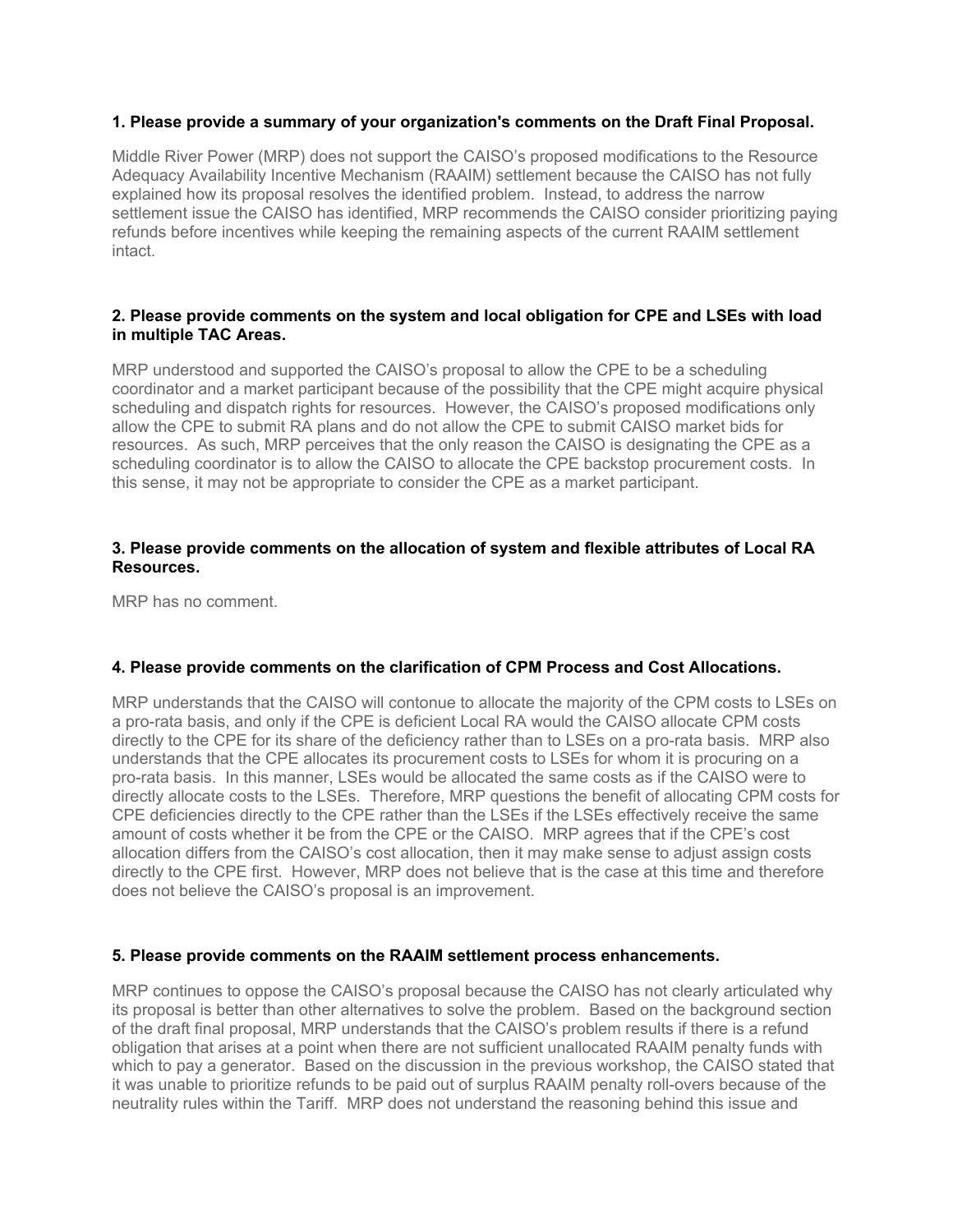**1. Please provide a summary of your organization's comments on the Draft Final Proposal.**

Middle River Power (MRP) does not support the CAISO's proposed modifications to the Resource Adequacy Availability Incentive Mechanism (RAAIM) settlement because the CAISO has not fully explained how its proposal resolves the identified problem. Instead, to address the narrow settlement issue the CAISO has identified, MRP recommends the CAISO consider prioritizing paying refunds before incentives while keeping the remaining aspects of the current RAAIM settlement intact.

**2. Please provide comments on the system and local obligation for CPE and LSEs with load in multiple TAC Areas.**

MRP understood and supported the CAISO's proposal to allow the CPE to be a scheduling coordinator and a market participant because of the possibility that the CPE might acquire physical scheduling and dispatch rights for resources. However, the CAISO's proposed modifications only allow the CPE to submit RA plans and do not allow the CPE to submit CAISO market bids for resources. As such, MRP perceives that the only reason the CAISO is designating the CPE as a scheduling coordinator is to allow the CAISO to allocate the CPE backstop procurement costs. In this sense, it may not be appropriate to consider the CPE as a market participant.

**3. Please provide comments on the allocation of system and flexible attributes of Local RA Resources.**

MRP has no comment.

**4. Please provide comments on the clarification of CPM Process and Cost Allocations.**

MRP understands that the CAISO will contonue to allocate the majority of the CPM costs to LSEs on a pro-rata basis, and only if the CPE is deficient Local RA would the CAISO allocate CPM costs directly to the CPE for its share of the deficiency rather than to LSEs on a pro-rata basis. MRP also understands that the CPE allocates its procurement costs to LSEs for whom it is procuring on a pro-rata basis. In this manner, LSEs would be allocated the same costs as if the CAISO were to directly allocate costs to the LSEs. Therefore, MRP questions the benefit of allocating CPM costs for CPE deficiencies directly to the CPE rather than the LSEs if the LSEs effectively receive the same amount of costs whether it be from the CPE or the CAISO. MRP agrees that if the CPE's cost allocation differs from the CAISO's cost allocation, then it may make sense to adjust assign costs directly to the CPE first. However, MRP does not believe that is the case at this time and therefore does not believe the CAISO's proposal is an improvement.

**5. Please provide comments on the RAAIM settlement process enhancements.**

MRP continues to oppose the CAISO's proposal because the CAISO has not clearly articulated why its proposal is better than other alternatives to solve the problem. Based on the background section of the draft final proposal, MRP understands that the CAISO's problem results if there is a refund obligation that arises at a point when there are not sufficient unallocated RAAIM penalty funds with which to pay a generator. Based on the discussion in the previous workshop, the CAISO stated that it was unable to prioritize refunds to be paid out of surplus RAAIM penalty roll-overs because of the neutrality rules within the Tariff. MRP does not understand the reasoning behind this issue and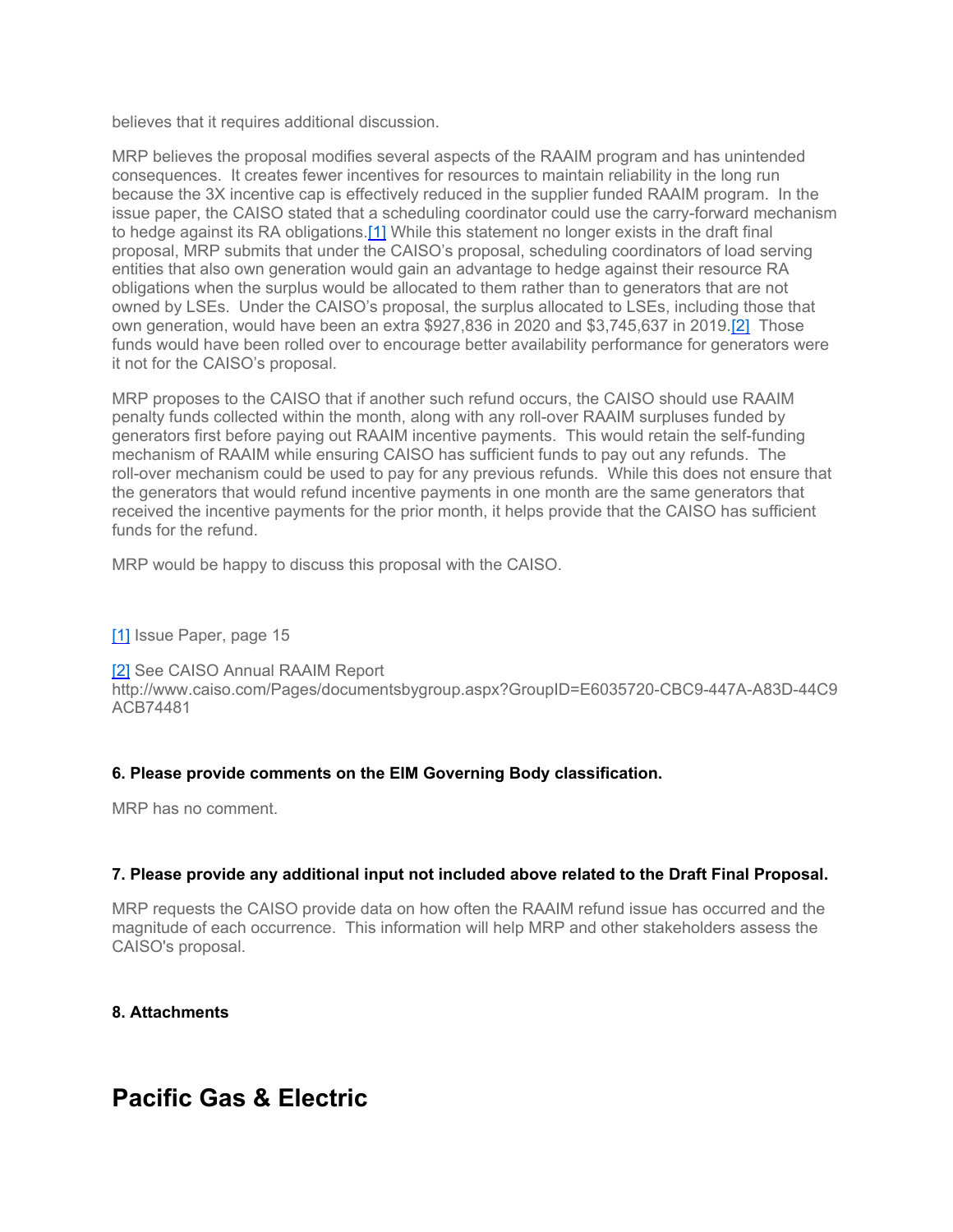believes that it requires additional discussion.

MRP believes the proposal modifies several aspects of the RAAIM program and has unintended consequences. It creates fewer incentives for resources to maintain reliability in the long run because the 3X incentive cap is effectively reduced in the supplier funded RAAIM program. In the issue paper, the CAISO stated that a scheduling coordinator could use the carry-forward mechanism to hedge against its RA obligations.[1] While this statement no longer exists in the draft final proposal, MRP submits that under the CAISO's proposal, scheduling coordinators of load serving entities that also own generation would gain an advantage to hedge against their resource RA obligations when the surplus would be allocated to them rather than to generators that are not owned by LSEs. Under the CAISO's proposal, the surplus allocated to LSEs, including those that own generation, would have been an extra $927,836 in 2020 and $3,745,637 in 2019.[2] Those funds would have been rolled over to encourage better availability performance for generators were it not for the CAISO's proposal.

MRP proposes to the CAISO that if another such refund occurs, the CAISO should use RAAIM penalty funds collected within the month, along with any roll-over RAAIM surpluses funded by generators first before paying out RAAIM incentive payments. This would retain the self-funding mechanism of RAAIM while ensuring CAISO has sufficient funds to pay out any refunds. The roll-over mechanism could be used to pay for any previous refunds. While this does not ensure that the generators that would refund incentive payments in one month are the same generators that received the incentive payments for the prior month, it helps provide that the CAISO has sufficient funds for the refund.

MRP would be happy to discuss this proposal with the CAISO.

[1] Issue Paper, page 15

[2] See CAISO Annual RAAIM Report http://www.caiso.com/Pages/documentsbygroup.aspx?GroupID=E6035720-CBC9-447A-A83D-44C9ACB74481

**6. Please provide comments on the EIM Governing Body classification.**

MRP has no comment.

**7. Please provide any additional input not included above related to the Draft Final Proposal.**

MRP requests the CAISO provide data on how often the RAAIM refund issue has occurred and the magnitude of each occurrence. This information will help MRP and other stakeholders assess the CAISO's proposal.

**8. Attachments**

# Pacific Gas & Electric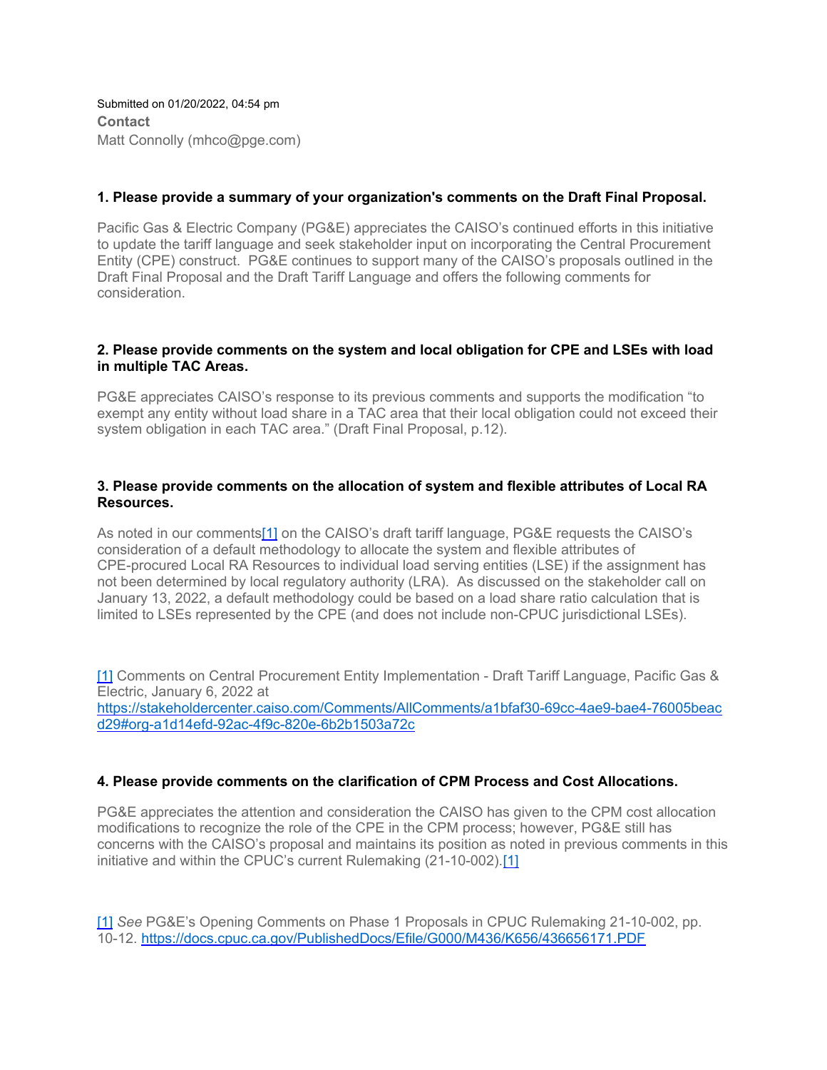Submitted on 01/20/2022, 04:54 pm

**Contact**

Matt Connolly (mhco@pge.com)

### 1. Please provide a summary of your organization's comments on the Draft Final Proposal.

Pacific Gas & Electric Company (PG&E) appreciates the CAISO's continued efforts in this initiative to update the tariff language and seek stakeholder input on incorporating the Central Procurement Entity (CPE) construct. PG&E continues to support many of the CAISO's proposals outlined in the Draft Final Proposal and the Draft Tariff Language and offers the following comments for consideration.

### 2. Please provide comments on the system and local obligation for CPE and LSEs with load in multiple TAC Areas.

PG&E appreciates CAISO's response to its previous comments and supports the modification "to exempt any entity without load share in a TAC area that their local obligation could not exceed their system obligation in each TAC area." (Draft Final Proposal, p.12).

### 3. Please provide comments on the allocation of system and flexible attributes of Local RA Resources.

As noted in our comments[1] on the CAISO's draft tariff language, PG&E requests the CAISO's consideration of a default methodology to allocate the system and flexible attributes of CPE-procured Local RA Resources to individual load serving entities (LSE) if the assignment has not been determined by local regulatory authority (LRA). As discussed on the stakeholder call on January 13, 2022, a default methodology could be based on a load share ratio calculation that is limited to LSEs represented by the CPE (and does not include non-CPUC jurisdictional LSEs).

[1] Comments on Central Procurement Entity Implementation - Draft Tariff Language, Pacific Gas & Electric, January 6, 2022 at https://stakeholdercenter.caiso.com/Comments/AllComments/a1bfaf30-69cc-4ae9-bae4-76005beacd29#org-a1d14efd-92ac-4f9c-820e-6b2b1503a72c

### 4. Please provide comments on the clarification of CPM Process and Cost Allocations.

PG&E appreciates the attention and consideration the CAISO has given to the CPM cost allocation modifications to recognize the role of the CPE in the CPM process; however, PG&E still has concerns with the CAISO's proposal and maintains its position as noted in previous comments in this initiative and within the CPUC's current Rulemaking (21-10-002).[1]

[1] *See* PG&E's Opening Comments on Phase 1 Proposals in CPUC Rulemaking 21-10-002, pp. 10-12. https://docs.cpuc.ca.gov/PublishedDocs/Efile/G000/M436/K656/436656171.PDF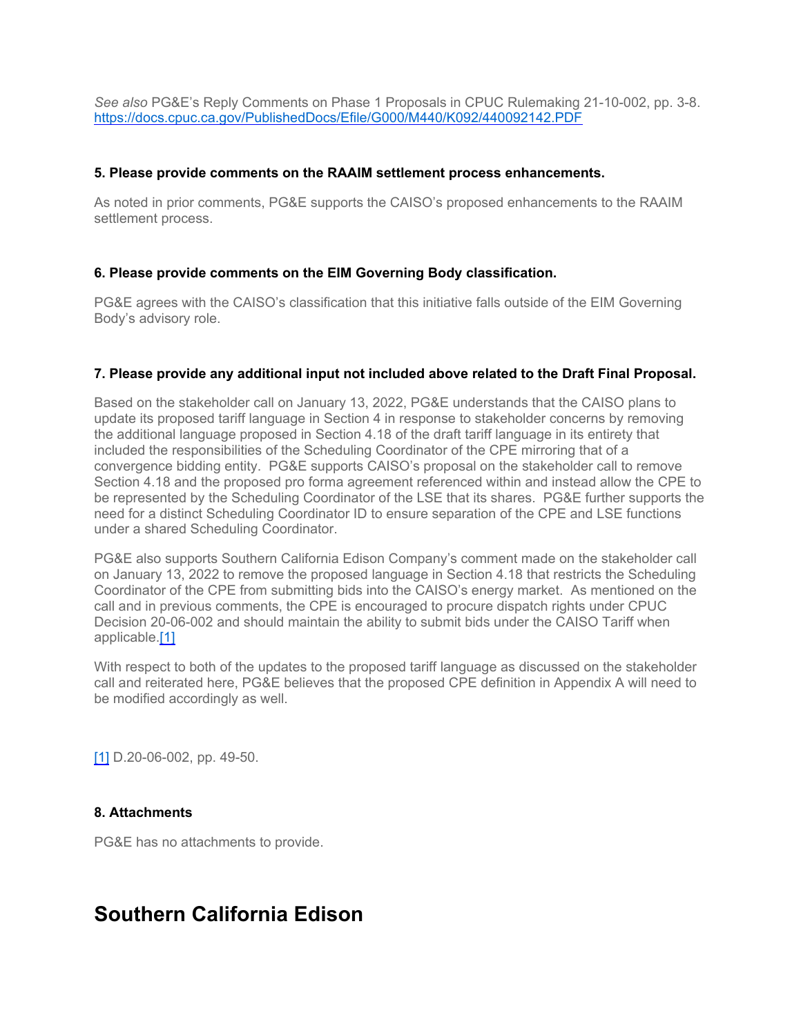*See also* PG&E's Reply Comments on Phase 1 Proposals in CPUC Rulemaking 21-10-002, pp. 3-8. [https://docs.cpuc.ca.gov/PublishedDocs/Efile/G000/M440/K092/440092142.PDF](https://docs.cpuc.ca.gov/PublishedDocs/Efile/G000/M440/K092/440092142.PDF)

**5. Please provide comments on the RAAIM settlement process enhancements.**

As noted in prior comments, PG&E supports the CAISO's proposed enhancements to the RAAIM settlement process.

**6. Please provide comments on the EIM Governing Body classification.**

PG&E agrees with the CAISO's classification that this initiative falls outside of the EIM Governing Body's advisory role.

**7. Please provide any additional input not included above related to the Draft Final Proposal.**

Based on the stakeholder call on January 13, 2022, PG&E understands that the CAISO plans to update its proposed tariff language in Section 4 in response to stakeholder concerns by removing the additional language proposed in Section 4.18 of the draft tariff language in its entirety that included the responsibilities of the Scheduling Coordinator of the CPE mirroring that of a convergence bidding entity. PG&E supports CAISO's proposal on the stakeholder call to remove Section 4.18 and the proposed pro forma agreement referenced within and instead allow the CPE to be represented by the Scheduling Coordinator of the LSE that its shares. PG&E further supports the need for a distinct Scheduling Coordinator ID to ensure separation of the CPE and LSE functions under a shared Scheduling Coordinator.

PG&E also supports Southern California Edison Company's comment made on the stakeholder call on January 13, 2022 to remove the proposed language in Section 4.18 that restricts the Scheduling Coordinator of the CPE from submitting bids into the CAISO's energy market. As mentioned on the call and in previous comments, the CPE is encouraged to procure dispatch rights under CPUC Decision 20-06-002 and should maintain the ability to submit bids under the CAISO Tariff when applicable.[1]

With respect to both of the updates to the proposed tariff language as discussed on the stakeholder call and reiterated here, PG&E believes that the proposed CPE definition in Appendix A will need to be modified accordingly as well.

[1] D.20-06-002, pp. 49-50.

**8. Attachments**

PG&E has no attachments to provide.

# Southern California Edison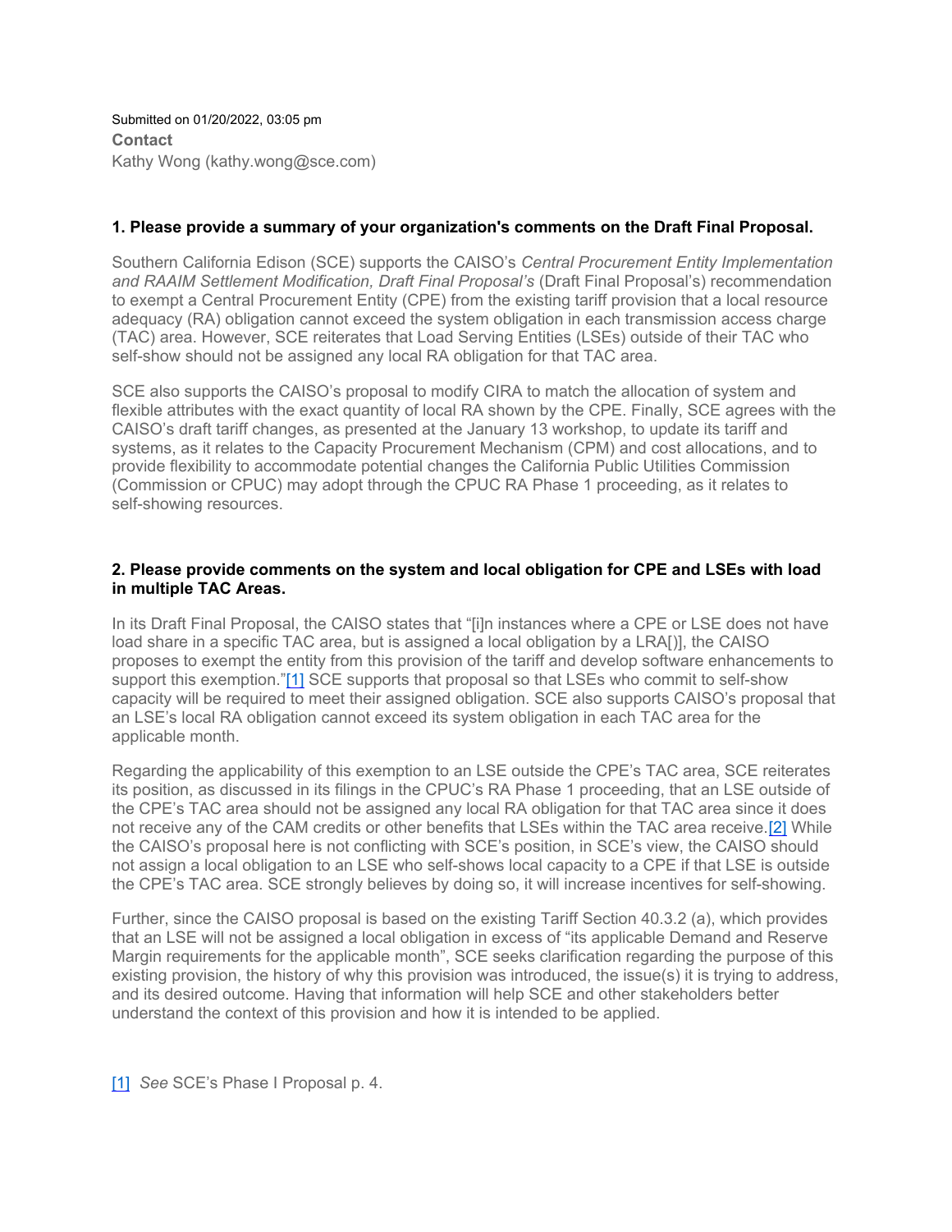Submitted on 01/20/2022, 03:05 pm

**Contact**

Kathy Wong (kathy.wong@sce.com)

**1. Please provide a summary of your organization's comments on the Draft Final Proposal.**

Southern California Edison (SCE) supports the CAISO's *Central Procurement Entity Implementation and RAAIM Settlement Modification, Draft Final Proposal's* (Draft Final Proposal's) recommendation to exempt a Central Procurement Entity (CPE) from the existing tariff provision that a local resource adequacy (RA) obligation cannot exceed the system obligation in each transmission access charge (TAC) area. However, SCE reiterates that Load Serving Entities (LSEs) outside of their TAC who self-show should not be assigned any local RA obligation for that TAC area.

SCE also supports the CAISO's proposal to modify CIRA to match the allocation of system and flexible attributes with the exact quantity of local RA shown by the CPE. Finally, SCE agrees with the CAISO's draft tariff changes, as presented at the January 13 workshop, to update its tariff and systems, as it relates to the Capacity Procurement Mechanism (CPM) and cost allocations, and to provide flexibility to accommodate potential changes the California Public Utilities Commission (Commission or CPUC) may adopt through the CPUC RA Phase 1 proceeding, as it relates to self-showing resources.

**2. Please provide comments on the system and local obligation for CPE and LSEs with load in multiple TAC Areas.**

In its Draft Final Proposal, the CAISO states that "[i]n instances where a CPE or LSE does not have load share in a specific TAC area, but is assigned a local obligation by a LRA[)], the CAISO proposes to exempt the entity from this provision of the tariff and develop software enhancements to support this exemption."[1] SCE supports that proposal so that LSEs who commit to self-show capacity will be required to meet their assigned obligation. SCE also supports CAISO's proposal that an LSE's local RA obligation cannot exceed its system obligation in each TAC area for the applicable month.

Regarding the applicability of this exemption to an LSE outside the CPE's TAC area, SCE reiterates its position, as discussed in its filings in the CPUC's RA Phase 1 proceeding, that an LSE outside of the CPE's TAC area should not be assigned any local RA obligation for that TAC area since it does not receive any of the CAM credits or other benefits that LSEs within the TAC area receive.[2] While the CAISO's proposal here is not conflicting with SCE's position, in SCE's view, the CAISO should not assign a local obligation to an LSE who self-shows local capacity to a CPE if that LSE is outside the CPE's TAC area. SCE strongly believes by doing so, it will increase incentives for self-showing.

Further, since the CAISO proposal is based on the existing Tariff Section 40.3.2 (a), which provides that an LSE will not be assigned a local obligation in excess of "its applicable Demand and Reserve Margin requirements for the applicable month", SCE seeks clarification regarding the purpose of this existing provision, the history of why this provision was introduced, the issue(s) it is trying to address, and its desired outcome. Having that information will help SCE and other stakeholders better understand the context of this provision and how it is intended to be applied.

[1] *See* SCE's Phase I Proposal p. 4.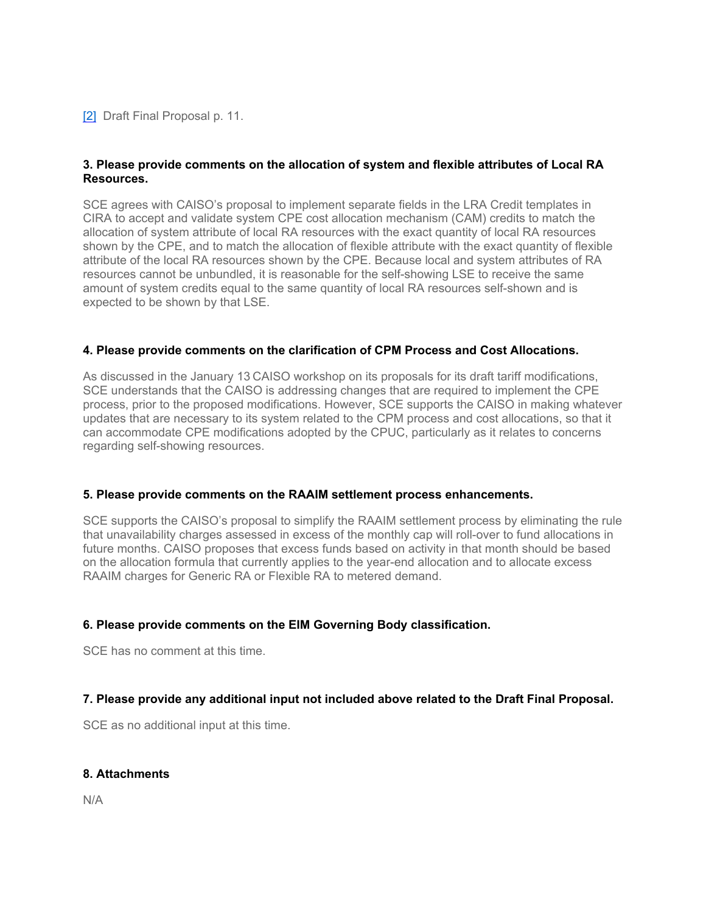[2] Draft Final Proposal p. 11.

**3. Please provide comments on the allocation of system and flexible attributes of Local RA Resources.**

SCE agrees with CAISO's proposal to implement separate fields in the LRA Credit templates in CIRA to accept and validate system CPE cost allocation mechanism (CAM) credits to match the allocation of system attribute of local RA resources with the exact quantity of local RA resources shown by the CPE, and to match the allocation of flexible attribute with the exact quantity of flexible attribute of the local RA resources shown by the CPE. Because local and system attributes of RA resources cannot be unbundled, it is reasonable for the self-showing LSE to receive the same amount of system credits equal to the same quantity of local RA resources self-shown and is expected to be shown by that LSE.

**4. Please provide comments on the clarification of CPM Process and Cost Allocations.**

As discussed in the January 13 CAISO workshop on its proposals for its draft tariff modifications, SCE understands that the CAISO is addressing changes that are required to implement the CPE process, prior to the proposed modifications. However, SCE supports the CAISO in making whatever updates that are necessary to its system related to the CPM process and cost allocations, so that it can accommodate CPE modifications adopted by the CPUC, particularly as it relates to concerns regarding self-showing resources.

**5. Please provide comments on the RAAIM settlement process enhancements.**

SCE supports the CAISO's proposal to simplify the RAAIM settlement process by eliminating the rule that unavailability charges assessed in excess of the monthly cap will roll-over to fund allocations in future months. CAISO proposes that excess funds based on activity in that month should be based on the allocation formula that currently applies to the year-end allocation and to allocate excess RAAIM charges for Generic RA or Flexible RA to metered demand.

**6. Please provide comments on the EIM Governing Body classification.**

SCE has no comment at this time.

**7. Please provide any additional input not included above related to the Draft Final Proposal.**

SCE as no additional input at this time.

**8. Attachments**

N/A